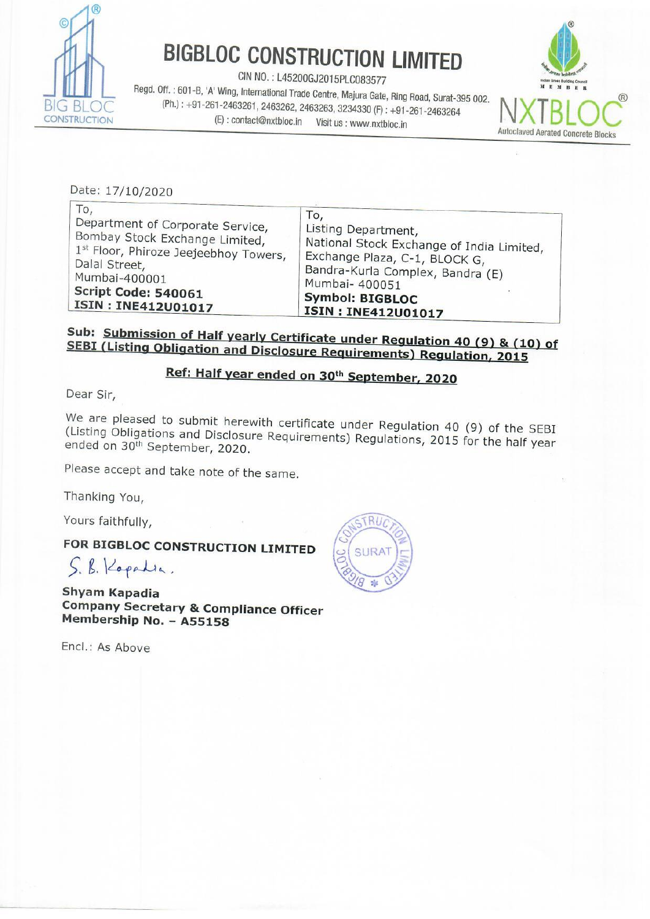# BIGBLOC CONSTRUCTION LIMITED

CIN NO. : L45200GJ2015PLC083577

Regd. Off. : 601-B, 'A' Wing, International Trade Centre, Majura Gate, Ring Road, Surat-395 002.

(Ph.) : +91-261-2463261, 2463262, 2463263, 3234330 (F) : +91-261-2463264

(E) : contact@nxtbloc.in Visit us : www.nxtbloc.in

NXTBLOC® Autoclaved Aerated Concrete Blocks

Date: 17/10/2020

| To,<br>Department of Corporate Service,<br>Bombay Stock Exchange Limited,<br>1st Floor, Phiroze Jeejeebhoy Towers,<br>Dalal Street,<br>Mumbai-400001<br>**Script Code: 540061**<br>**ISIN : INE412U01017** | To,<br>Listing Department,<br>National Stock Exchange of India Limited,<br>Exchange Plaza, C-1, BLOCK G,<br>Bandra-Kurla Complex, Bandra (E)<br>Mumbai- 400051<br>**Symbol: BIGBLOC**<br>**ISIN : INE412U01017** |
|---|---|

**Sub: Submission of Half yearly Certificate under Regulation 40 (9) & (10) of SEBI (Listing Obligation and Disclosure Requirements) Regulation, 2015**

**Ref: Half year ended on 30th September, 2020**

Dear Sir,

We are pleased to submit herewith certificate under Regulation 40 (9) of the SEBI (Listing Obligations and Disclosure Requirements) Regulations, 2015 for the half year ended on 30th September, 2020.

Please accept and take note of the same.

Thanking You,

Yours faithfully,

**FOR BIGBLOC CONSTRUCTION LIMITED**

S. B. Kapadia.

**Shyam Kapadia**
**Company Secretary & Compliance Officer**
**Membership No. – A55158**

Encl.: As Above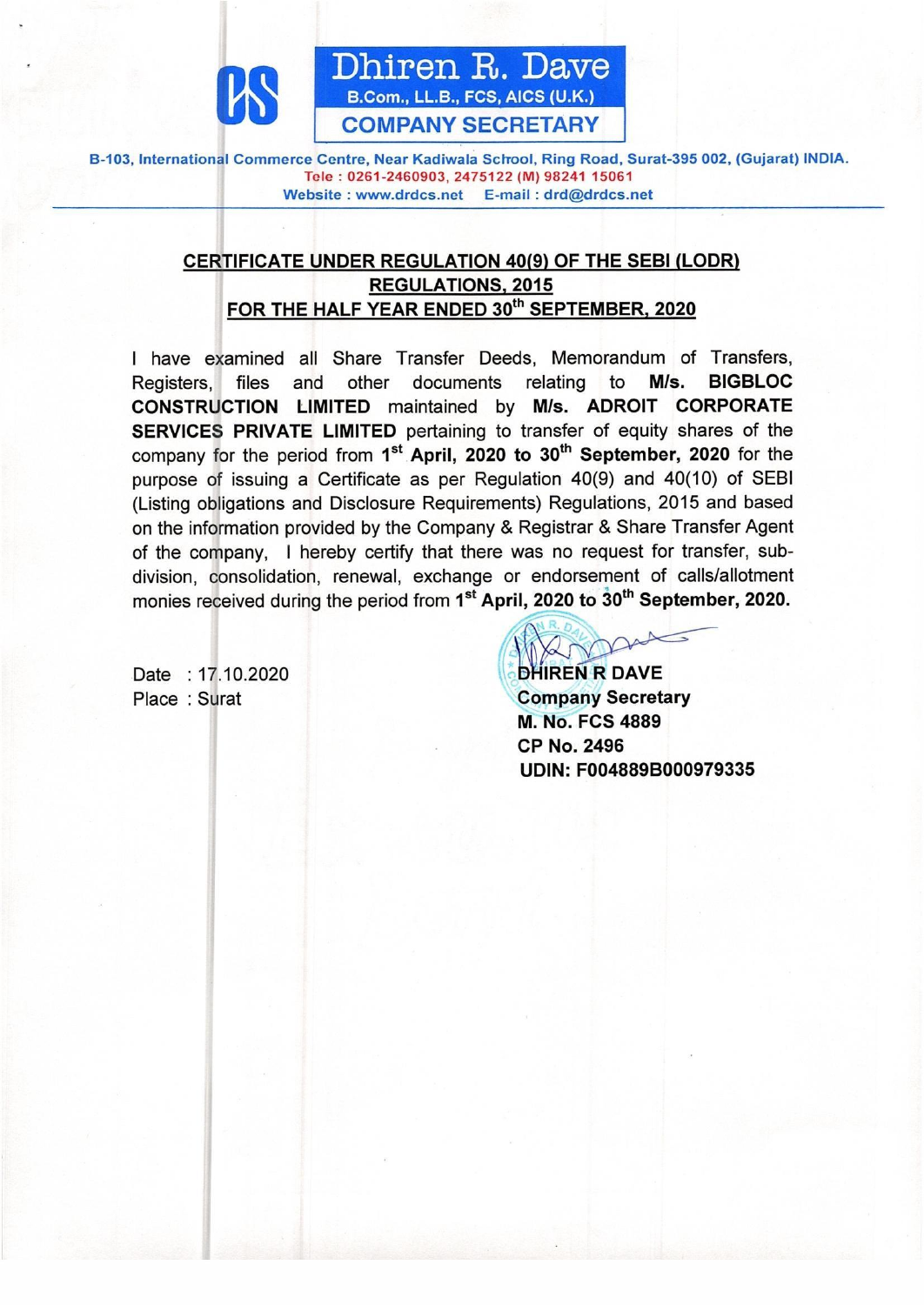# Dhiren R. Dave

B.Com., LL.B., FCS, AICS (U.K.)

**COMPANY SECRETARY**

B-103, International Commerce Centre, Near Kadiwala School, Ring Road, Surat-395 002, (Gujarat) INDIA.
Tele : 0261-2460903, 2475122 (M) 98241 15061
Website : www.drdcs.net E-mail : drd@drdcs.net

## CERTIFICATE UNDER REGULATION 40(9) OF THE SEBI (LODR) REGULATIONS, 2015 FOR THE HALF YEAR ENDED 30th SEPTEMBER, 2020

I have examined all Share Transfer Deeds, Memorandum of Transfers, Registers, files and other documents relating to **M/s. BIGBLOC CONSTRUCTION LIMITED** maintained by **M/s. ADROIT CORPORATE SERVICES PRIVATE LIMITED** pertaining to transfer of equity shares of the company for the period from **1st April, 2020 to 30th September, 2020** for the purpose of issuing a Certificate as per Regulation 40(9) and 40(10) of SEBI (Listing obligations and Disclosure Requirements) Regulations, 2015 and based on the information provided by the Company & Registrar & Share Transfer Agent of the company, I hereby certify that there was no request for transfer, sub-division, consolidation, renewal, exchange or endorsement of calls/allotment monies received during the period from **1st April, 2020 to 30th September, 2020.**

Date : 17.10.2020
Place : Surat

**DHIREN R DAVE**
**Company Secretary**
**M. No. FCS 4889**
**CP No. 2496**
**UDIN: F004889B000979335**